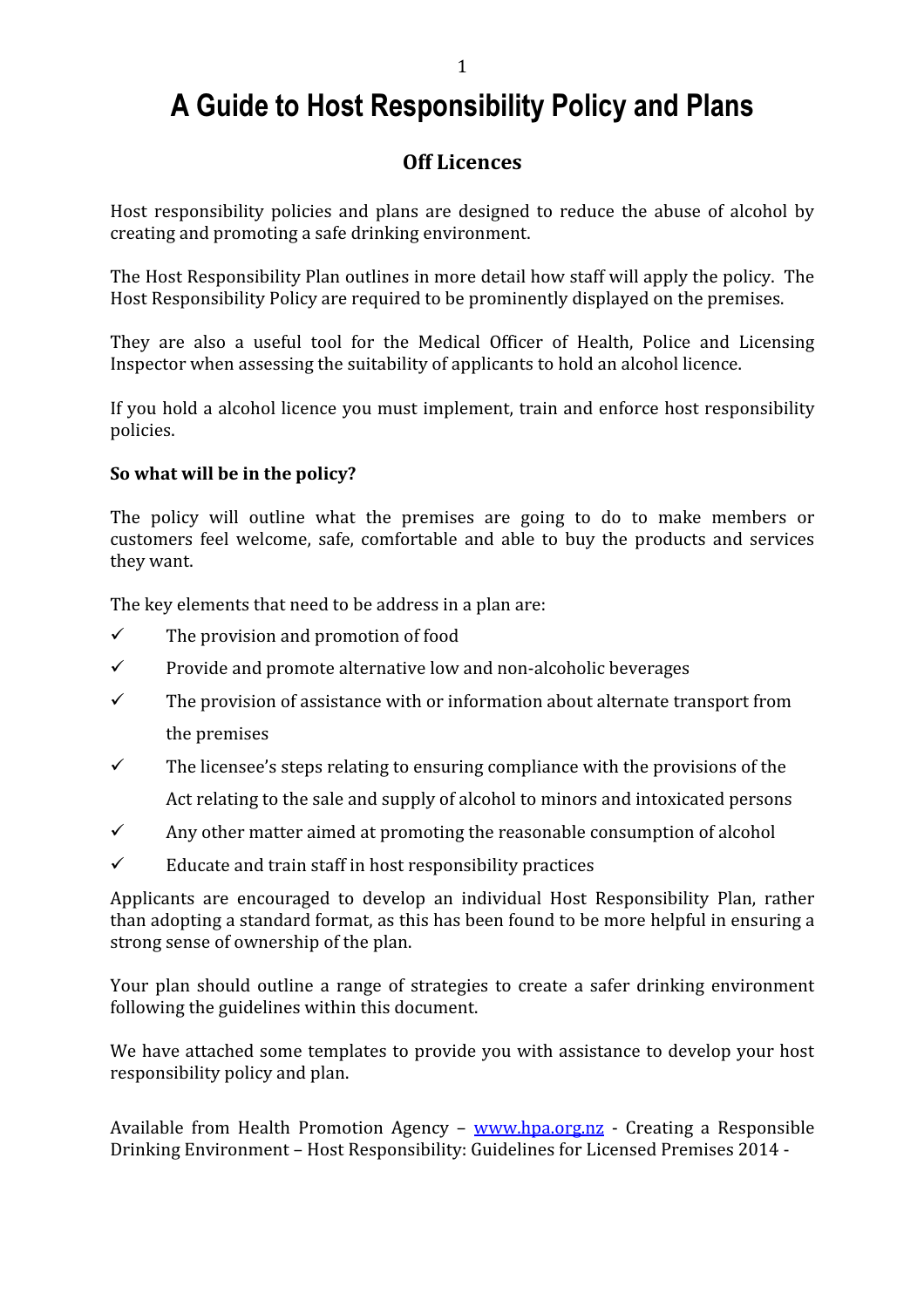# A Guide to Host Responsibility Policy and Plans

## Off Licences

Host responsibility policies and plans are designed to reduce the abuse of alcohol by creating and promoting a safe drinking environment.

The Host Responsibility Plan outlines in more detail how staff will apply the policy. The Host Responsibility Policy are required to be prominently displayed on the premises.

They are also a useful tool for the Medical Officer of Health, Police and Licensing Inspector when assessing the suitability of applicants to hold an alcohol licence.

If you hold a alcohol licence you must implement, train and enforce host responsibility policies.

**So what will be in the policy?**

The policy will outline what the premises are going to do to make members or customers feel welcome, safe, comfortable and able to buy the products and services they want.

The key elements that need to be address in a plan are:

- ✓ The provision and promotion of food
- ✓ Provide and promote alternative low and non-alcoholic beverages
- ✓ The provision of assistance with or information about alternate transport from the premises
- ✓ The licensee's steps relating to ensuring compliance with the provisions of the Act relating to the sale and supply of alcohol to minors and intoxicated persons
- ✓ Any other matter aimed at promoting the reasonable consumption of alcohol
- ✓ Educate and train staff in host responsibility practices

Applicants are encouraged to develop an individual Host Responsibility Plan, rather than adopting a standard format, as this has been found to be more helpful in ensuring a strong sense of ownership of the plan.

Your plan should outline a range of strategies to create a safer drinking environment following the guidelines within this document.

We have attached some templates to provide you with assistance to develop your host responsibility policy and plan.

Available from Health Promotion Agency – [www.hpa.org.nz](http://www.hpa.org.nz) - Creating a Responsible Drinking Environment – Host Responsibility: Guidelines for Licensed Premises 2014 -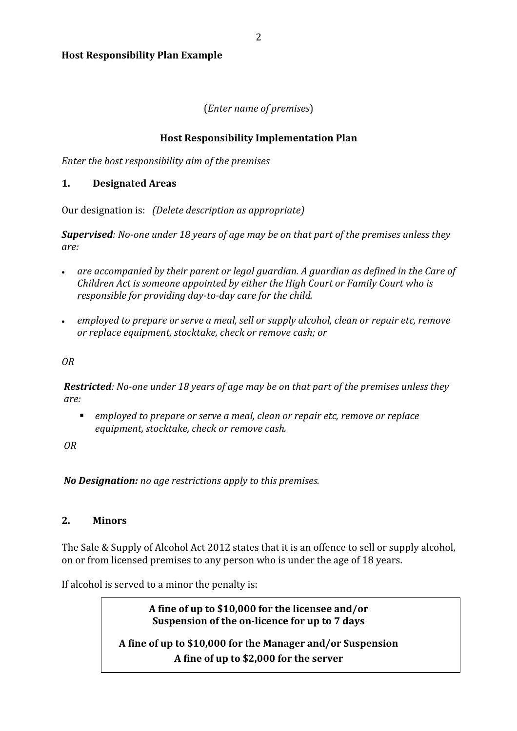**Host Responsibility Plan Example**

(*Enter name of premises*)

## Host Responsibility Implementation Plan

*Enter the host responsibility aim of the premises*

### 1. Designated Areas

Our designation is: *(Delete description as appropriate)*

***Supervised****: No-one under 18 years of age may be on that part of the premises unless they are:*

- *are accompanied by their parent or legal guardian. A guardian as defined in the Care of Children Act is someone appointed by either the High Court or Family Court who is responsible for providing day-to-day care for the child.*
- *employed to prepare or serve a meal, sell or supply alcohol, clean or repair etc, remove or replace equipment, stocktake, check or remove cash; or*

*OR*

***Restricted****: No-one under 18 years of age may be on that part of the premises unless they are:*

- *employed to prepare or serve a meal, clean or repair etc, remove or replace equipment, stocktake, check or remove cash.*

*OR*

***No Designation:*** *no age restrictions apply to this premises.*

### 2. Minors

The Sale & Supply of Alcohol Act 2012 states that it is an offence to sell or supply alcohol, on or from licensed premises to any person who is under the age of 18 years.

If alcohol is served to a minor the penalty is:

| **A fine of up to $10,000 for the licensee and/or Suspension of the on-licence for up to 7 days**<br><br>**A fine of up to $10,000 for the Manager and/or Suspension**<br>**A fine of up to $2,000 for the server** |
|---|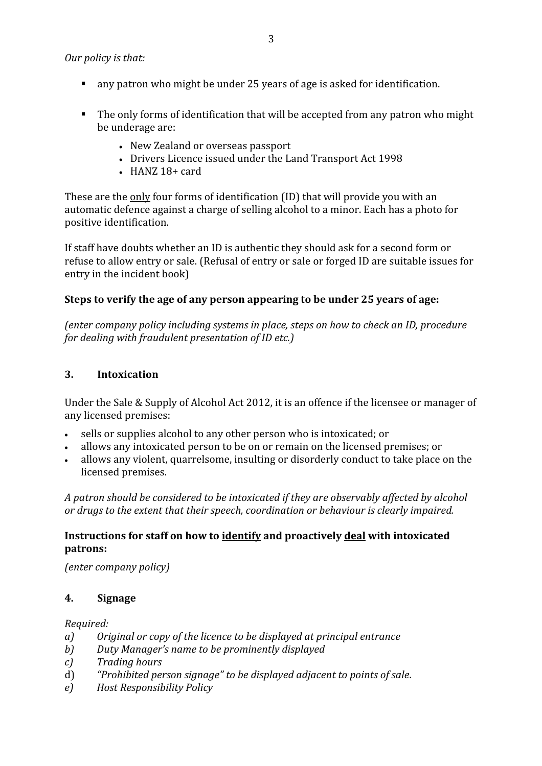*Our policy is that:*

- any patron who might be under 25 years of age is asked for identification.

- The only forms of identification that will be accepted from any patron who might be underage are:
  - New Zealand or overseas passport
  - Drivers Licence issued under the Land Transport Act 1998
  - HANZ 18+ card

These are the <u>only</u> four forms of identification (ID) that will provide you with an automatic defence against a charge of selling alcohol to a minor. Each has a photo for positive identification.

If staff have doubts whether an ID is authentic they should ask for a second form or refuse to allow entry or sale. (Refusal of entry or sale or forged ID are suitable issues for entry in the incident book)

**Steps to verify the age of any person appearing to be under 25 years of age:**

*(enter company policy including systems in place, steps on how to check an ID, procedure for dealing with fraudulent presentation of ID etc.)*

## 3. Intoxication

Under the Sale & Supply of Alcohol Act 2012, it is an offence if the licensee or manager of any licensed premises:

- sells or supplies alcohol to any other person who is intoxicated; or
- allows any intoxicated person to be on or remain on the licensed premises; or
- allows any violent, quarrelsome, insulting or disorderly conduct to take place on the licensed premises.

*A patron should be considered to be intoxicated if they are observably affected by alcohol or drugs to the extent that their speech, coordination or behaviour is clearly impaired.*

**Instructions for staff on how to <u>identify</u> and proactively <u>deal</u> with intoxicated patrons:**

*(enter company policy)*

## 4. Signage

*Required:*

a) *Original or copy of the licence to be displayed at principal entrance*
b) *Duty Manager's name to be prominently displayed*
c) *Trading hours*
d) *"Prohibited person signage" to be displayed adjacent to points of sale.*
e) *Host Responsibility Policy*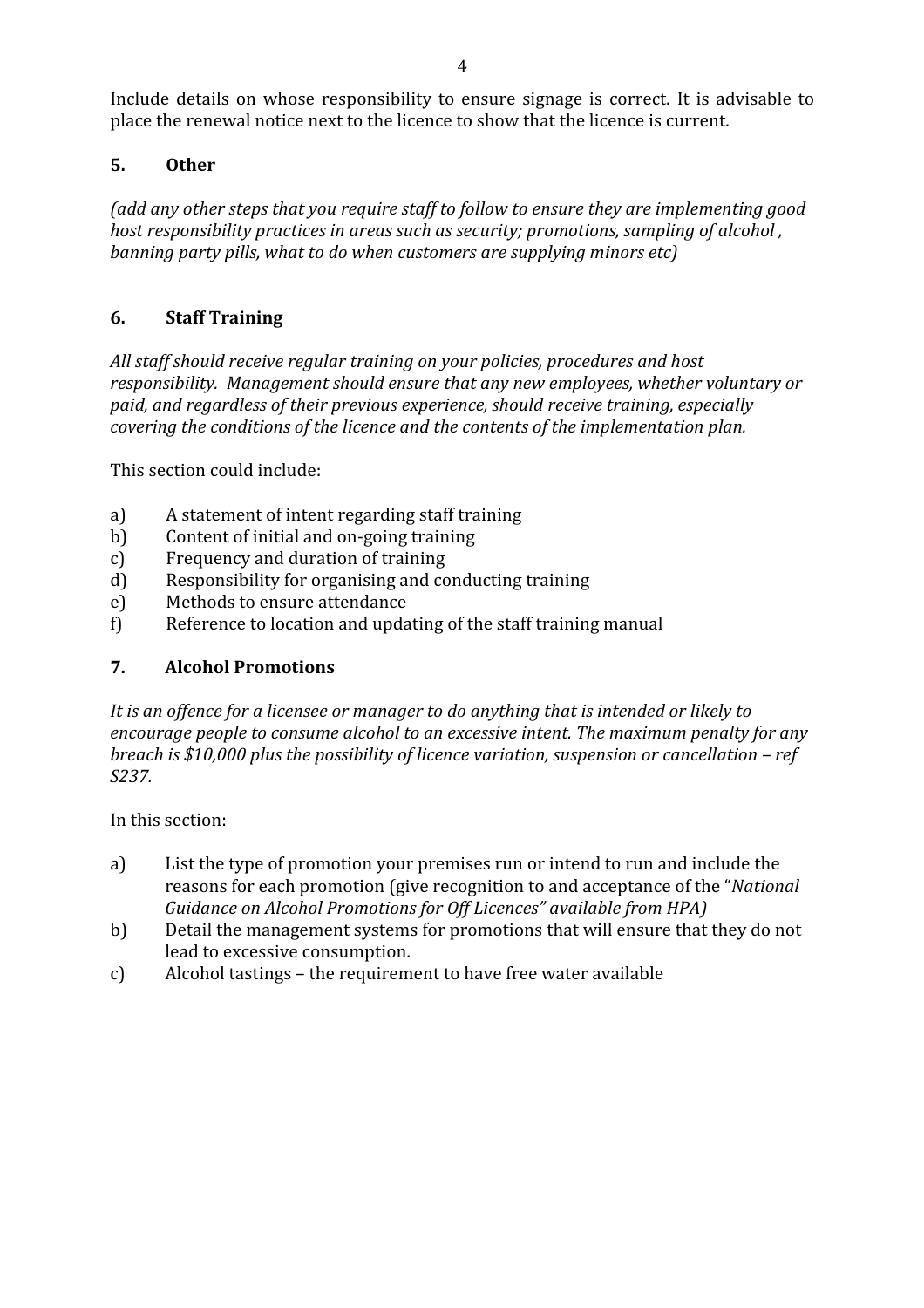Include details on whose responsibility to ensure signage is correct. It is advisable to place the renewal notice next to the licence to show that the licence is current.

## 5. Other

*(add any other steps that you require staff to follow to ensure they are implementing good host responsibility practices in areas such as security; promotions, sampling of alcohol , banning party pills, what to do when customers are supplying minors etc)*

## 6. Staff Training

*All staff should receive regular training on your policies, procedures and host responsibility. Management should ensure that any new employees, whether voluntary or paid, and regardless of their previous experience, should receive training, especially covering the conditions of the licence and the contents of the implementation plan.*

This section could include:

a) A statement of intent regarding staff training
b) Content of initial and on-going training
c) Frequency and duration of training
d) Responsibility for organising and conducting training
e) Methods to ensure attendance
f) Reference to location and updating of the staff training manual

## 7. Alcohol Promotions

*It is an offence for a licensee or manager to do anything that is intended or likely to encourage people to consume alcohol to an excessive intent. The maximum penalty for any breach is $10,000 plus the possibility of licence variation, suspension or cancellation – ref S237.*

In this section:

a) List the type of promotion your premises run or intend to run and include the reasons for each promotion (give recognition to and acceptance of the "*National Guidance on Alcohol Promotions for Off Licences" available from HPA)*
b) Detail the management systems for promotions that will ensure that they do not lead to excessive consumption.
c) Alcohol tastings – the requirement to have free water available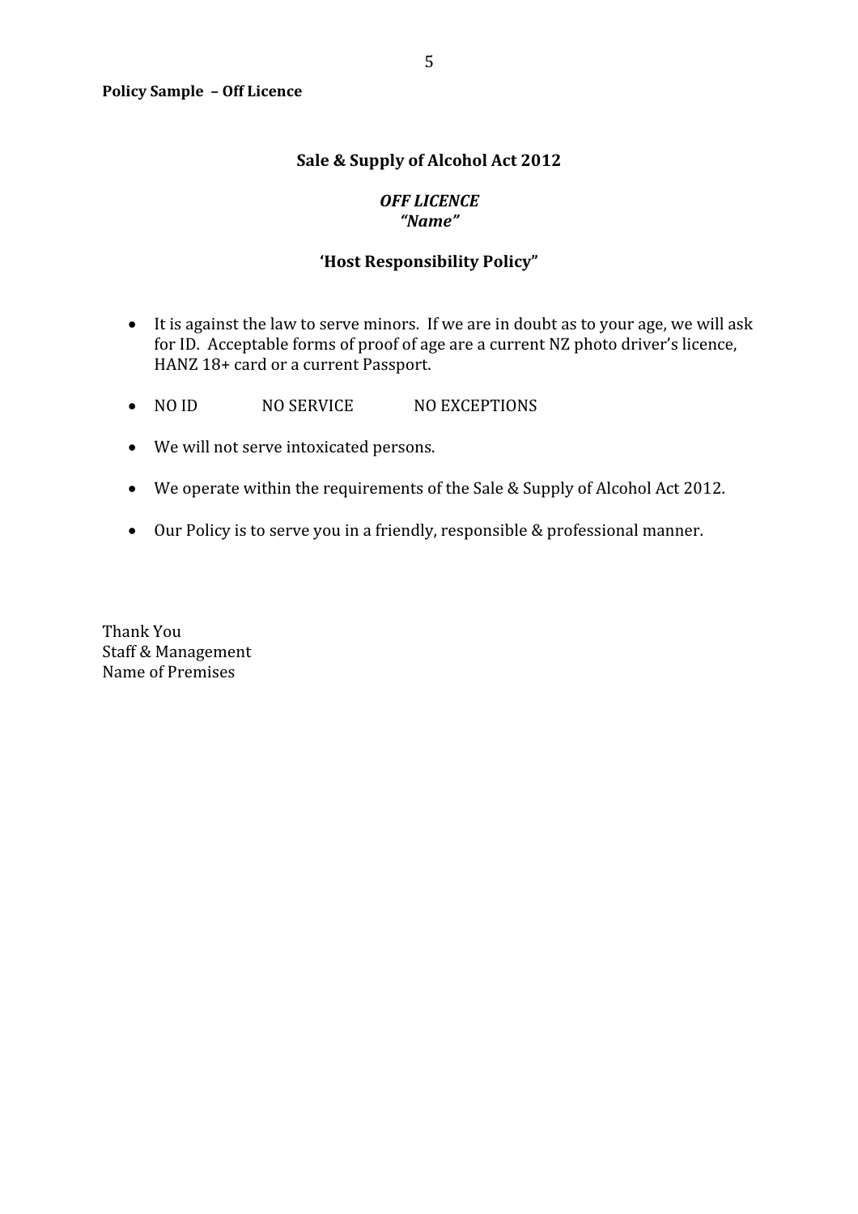**Policy Sample – Off Licence**

## Sale & Supply of Alcohol Act 2012

***OFF LICENCE***
***"Name"***

## 'Host Responsibility Policy"

- It is against the law to serve minors. If we are in doubt as to your age, we will ask for ID. Acceptable forms of proof of age are a current NZ photo driver's licence, HANZ 18+ card or a current Passport.
- NO ID NO SERVICE NO EXCEPTIONS
- We will not serve intoxicated persons.
- We operate within the requirements of the Sale & Supply of Alcohol Act 2012.
- Our Policy is to serve you in a friendly, responsible & professional manner.

Thank You
Staff & Management
Name of Premises